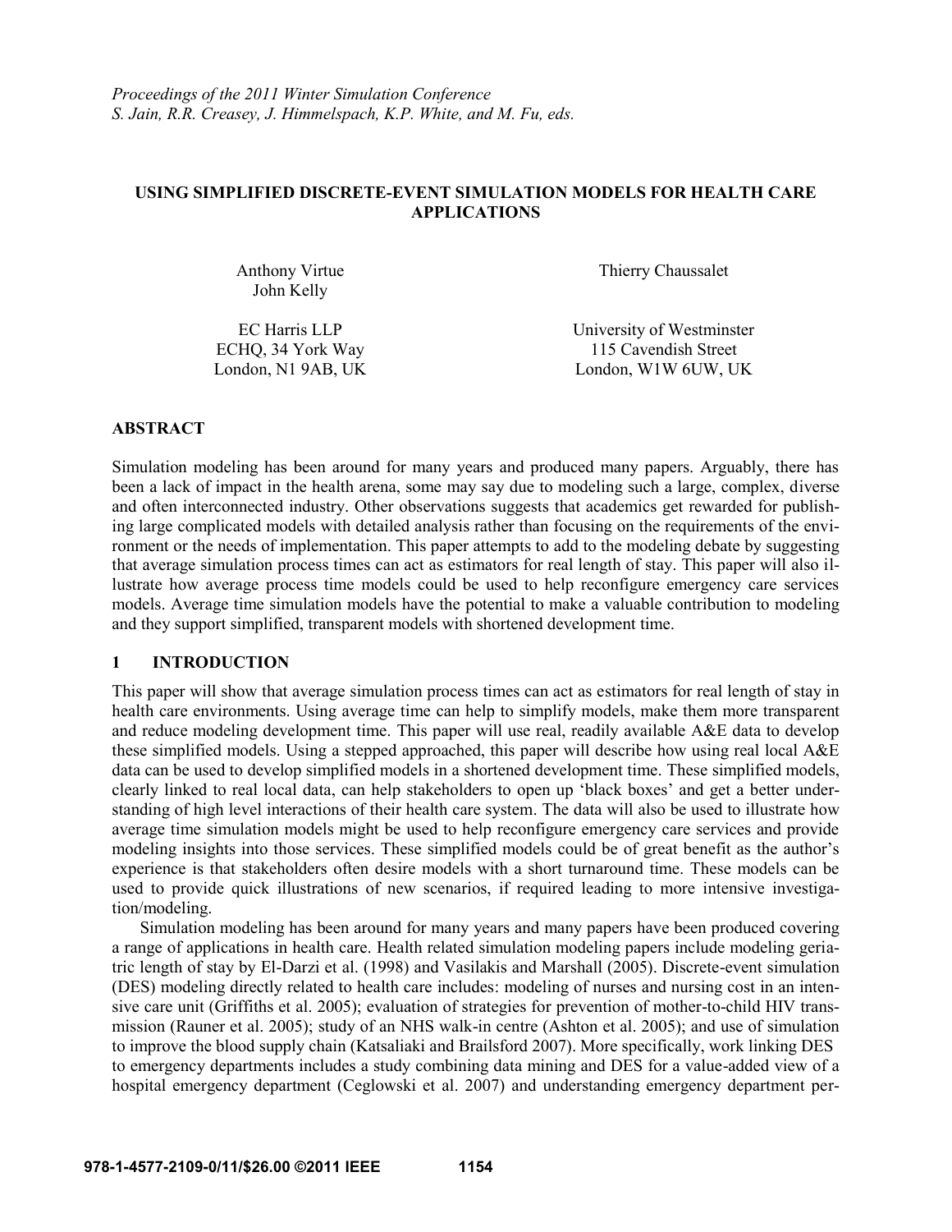*Proceedings of the 2011 Winter Simulation Conference*
*S. Jain, R.R. Creasey, J. Himmelspach, K.P. White, and M. Fu, eds.*

# USING SIMPLIFIED DISCRETE-EVENT SIMULATION MODELS FOR HEALTH CARE APPLICATIONS

Anthony Virtue
John Kelly

EC Harris LLP
ECHQ, 34 York Way
London, N1 9AB, UK

Thierry Chaussalet

University of Westminster
115 Cavendish Street
London, W1W 6UW, UK

## ABSTRACT

Simulation modeling has been around for many years and produced many papers. Arguably, there has been a lack of impact in the health arena, some may say due to modeling such a large, complex, diverse and often interconnected industry. Other observations suggests that academics get rewarded for publishing large complicated models with detailed analysis rather than focusing on the requirements of the environment or the needs of implementation. This paper attempts to add to the modeling debate by suggesting that average simulation process times can act as estimators for real length of stay. This paper will also illustrate how average process time models could be used to help reconfigure emergency care services models. Average time simulation models have the potential to make a valuable contribution to modeling and they support simplified, transparent models with shortened development time.

## 1 INTRODUCTION

This paper will show that average simulation process times can act as estimators for real length of stay in health care environments. Using average time can help to simplify models, make them more transparent and reduce modeling development time. This paper will use real, readily available A&E data to develop these simplified models. Using a stepped approached, this paper will describe how using real local A&E data can be used to develop simplified models in a shortened development time. These simplified models, clearly linked to real local data, can help stakeholders to open up 'black boxes' and get a better understanding of high level interactions of their health care system. The data will also be used to illustrate how average time simulation models might be used to help reconfigure emergency care services and provide modeling insights into those services. These simplified models could be of great benefit as the author's experience is that stakeholders often desire models with a short turnaround time. These models can be used to provide quick illustrations of new scenarios, if required leading to more intensive investigation/modeling.

Simulation modeling has been around for many years and many papers have been produced covering a range of applications in health care. Health related simulation modeling papers include modeling geriatric length of stay by El-Darzi et al. (1998) and Vasilakis and Marshall (2005). Discrete-event simulation (DES) modeling directly related to health care includes: modeling of nurses and nursing cost in an intensive care unit (Griffiths et al. 2005); evaluation of strategies for prevention of mother-to-child HIV transmission (Rauner et al. 2005); study of an NHS walk-in centre (Ashton et al. 2005); and use of simulation to improve the blood supply chain (Katsaliaki and Brailsford 2007). More specifically, work linking DES to emergency departments includes a study combining data mining and DES for a value-added view of a hospital emergency department (Ceglowski et al. 2007) and understanding emergency department per-

978-1-4577-2109-0/11/$26.00 ©2011 IEEE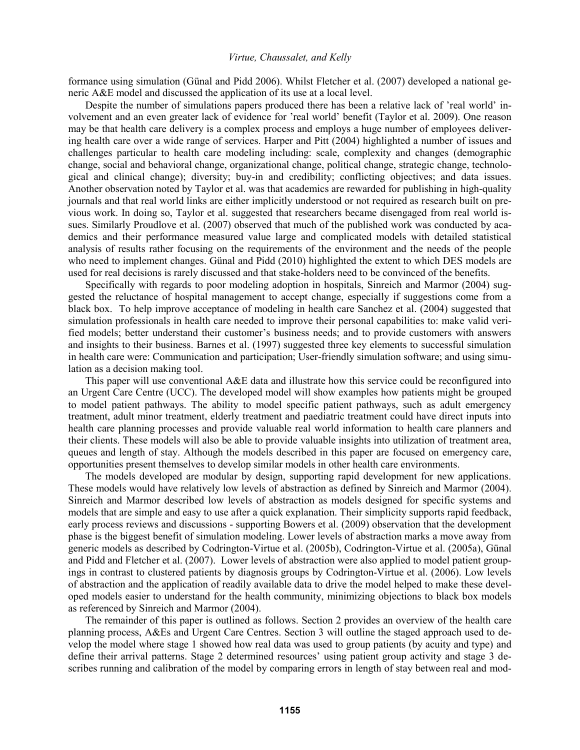formance using simulation (Günal and Pidd 2006). Whilst Fletcher et al. (2007) developed a national generic A&E model and discussed the application of its use at a local level.

Despite the number of simulations papers produced there has been a relative lack of 'real world' involvement and an even greater lack of evidence for 'real world' benefit (Taylor et al. 2009). One reason may be that health care delivery is a complex process and employs a huge number of employees delivering health care over a wide range of services. Harper and Pitt (2004) highlighted a number of issues and challenges particular to health care modeling including: scale, complexity and changes (demographic change, social and behavioral change, organizational change, political change, strategic change, technological and clinical change); diversity; buy-in and credibility; conflicting objectives; and data issues. Another observation noted by Taylor et al. was that academics are rewarded for publishing in high-quality journals and that real world links are either implicitly understood or not required as research built on previous work. In doing so, Taylor et al. suggested that researchers became disengaged from real world issues. Similarly Proudlove et al. (2007) observed that much of the published work was conducted by academics and their performance measured value large and complicated models with detailed statistical analysis of results rather focusing on the requirements of the environment and the needs of the people who need to implement changes. Günal and Pidd (2010) highlighted the extent to which DES models are used for real decisions is rarely discussed and that stake-holders need to be convinced of the benefits.

Specifically with regards to poor modeling adoption in hospitals, Sinreich and Marmor (2004) suggested the reluctance of hospital management to accept change, especially if suggestions come from a black box. To help improve acceptance of modeling in health care Sanchez et al. (2004) suggested that simulation professionals in health care needed to improve their personal capabilities to: make valid verified models; better understand their customer's business needs; and to provide customers with answers and insights to their business. Barnes et al. (1997) suggested three key elements to successful simulation in health care were: Communication and participation; User-friendly simulation software; and using simulation as a decision making tool.

This paper will use conventional A&E data and illustrate how this service could be reconfigured into an Urgent Care Centre (UCC). The developed model will show examples how patients might be grouped to model patient pathways. The ability to model specific patient pathways, such as adult emergency treatment, adult minor treatment, elderly treatment and paediatric treatment could have direct inputs into health care planning processes and provide valuable real world information to health care planners and their clients. These models will also be able to provide valuable insights into utilization of treatment area, queues and length of stay. Although the models described in this paper are focused on emergency care, opportunities present themselves to develop similar models in other health care environments.

The models developed are modular by design, supporting rapid development for new applications. These models would have relatively low levels of abstraction as defined by Sinreich and Marmor (2004). Sinreich and Marmor described low levels of abstraction as models designed for specific systems and models that are simple and easy to use after a quick explanation. Their simplicity supports rapid feedback, early process reviews and discussions - supporting Bowers et al. (2009) observation that the development phase is the biggest benefit of simulation modeling. Lower levels of abstraction marks a move away from generic models as described by Codrington-Virtue et al. (2005b), Codrington-Virtue et al. (2005a), Günal and Pidd and Fletcher et al. (2007). Lower levels of abstraction were also applied to model patient groupings in contrast to clustered patients by diagnosis groups by Codrington-Virtue et al. (2006). Low levels of abstraction and the application of readily available data to drive the model helped to make these developed models easier to understand for the health community, minimizing objections to black box models as referenced by Sinreich and Marmor (2004).

The remainder of this paper is outlined as follows. Section 2 provides an overview of the health care planning process, A&Es and Urgent Care Centres. Section 3 will outline the staged approach used to develop the model where stage 1 showed how real data was used to group patients (by acuity and type) and define their arrival patterns. Stage 2 determined resources' using patient group activity and stage 3 describes running and calibration of the model by comparing errors in length of stay between real and mod-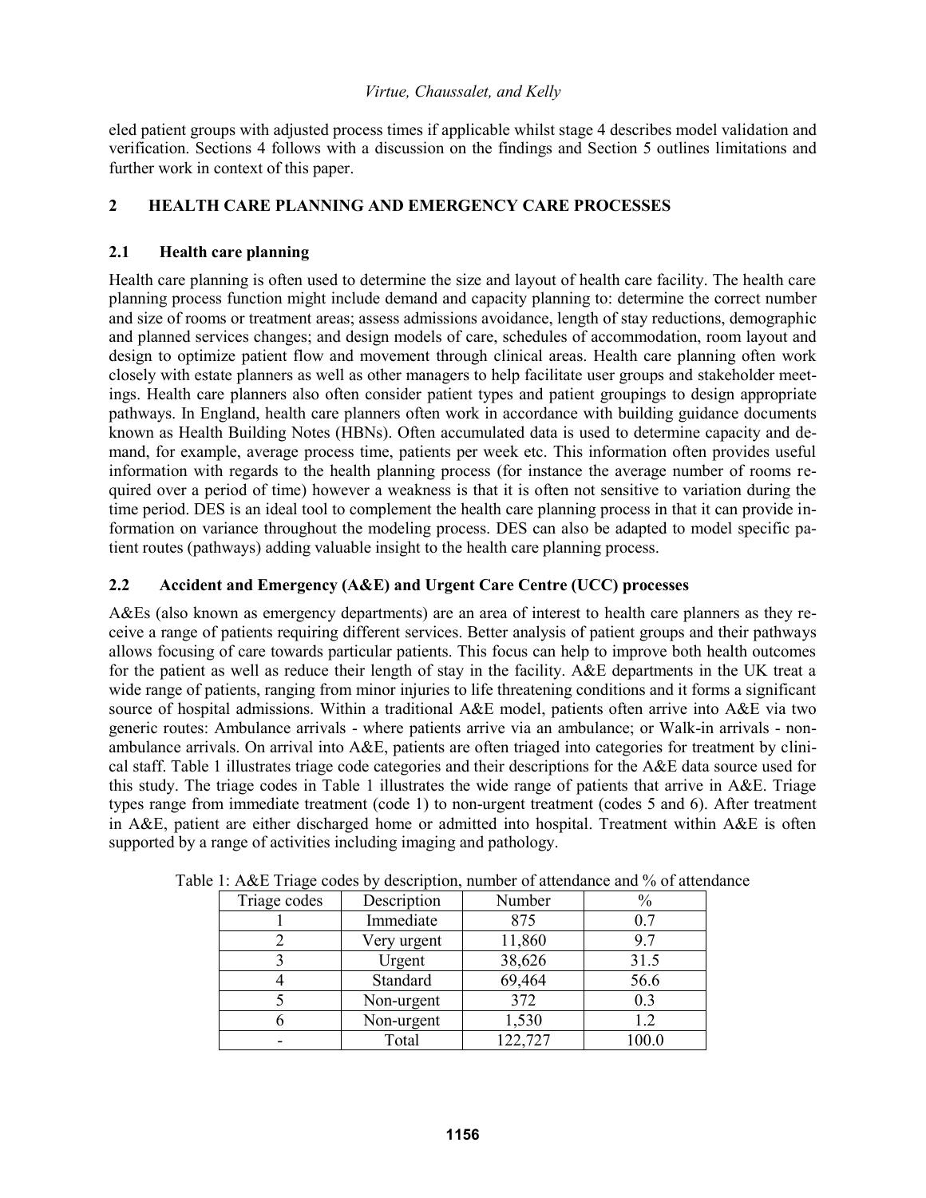eled patient groups with adjusted process times if applicable whilst stage 4 describes model validation and verification. Sections 4 follows with a discussion on the findings and Section 5 outlines limitations and further work in context of this paper.

## 2 HEALTH CARE PLANNING AND EMERGENCY CARE PROCESSES

### 2.1 Health care planning

Health care planning is often used to determine the size and layout of health care facility. The health care planning process function might include demand and capacity planning to: determine the correct number and size of rooms or treatment areas; assess admissions avoidance, length of stay reductions, demographic and planned services changes; and design models of care, schedules of accommodation, room layout and design to optimize patient flow and movement through clinical areas. Health care planning often work closely with estate planners as well as other managers to help facilitate user groups and stakeholder meetings. Health care planners also often consider patient types and patient groupings to design appropriate pathways. In England, health care planners often work in accordance with building guidance documents known as Health Building Notes (HBNs). Often accumulated data is used to determine capacity and demand, for example, average process time, patients per week etc. This information often provides useful information with regards to the health planning process (for instance the average number of rooms required over a period of time) however a weakness is that it is often not sensitive to variation during the time period. DES is an ideal tool to complement the health care planning process in that it can provide information on variance throughout the modeling process. DES can also be adapted to model specific patient routes (pathways) adding valuable insight to the health care planning process.

### 2.2 Accident and Emergency (A&E) and Urgent Care Centre (UCC) processes

A&Es (also known as emergency departments) are an area of interest to health care planners as they receive a range of patients requiring different services. Better analysis of patient groups and their pathways allows focusing of care towards particular patients. This focus can help to improve both health outcomes for the patient as well as reduce their length of stay in the facility. A&E departments in the UK treat a wide range of patients, ranging from minor injuries to life threatening conditions and it forms a significant source of hospital admissions. Within a traditional A&E model, patients often arrive into A&E via two generic routes: Ambulance arrivals - where patients arrive via an ambulance; or Walk-in arrivals - non-ambulance arrivals. On arrival into A&E, patients are often triaged into categories for treatment by clinical staff. Table 1 illustrates triage code categories and their descriptions for the A&E data source used for this study. The triage codes in Table 1 illustrates the wide range of patients that arrive in A&E. Triage types range from immediate treatment (code 1) to non-urgent treatment (codes 5 and 6). After treatment in A&E, patient are either discharged home or admitted into hospital. Treatment within A&E is often supported by a range of activities including imaging and pathology.

Table 1: A&E Triage codes by description, number of attendance and % of attendance

| Triage codes | Description | Number | % |
|---|---|---|---|
| 1 | Immediate | 875 | 0.7 |
| 2 | Very urgent | 11,860 | 9.7 |
| 3 | Urgent | 38,626 | 31.5 |
| 4 | Standard | 69,464 | 56.6 |
| 5 | Non-urgent | 372 | 0.3 |
| 6 | Non-urgent | 1,530 | 1.2 |
| - | Total | 122,727 | 100.0 |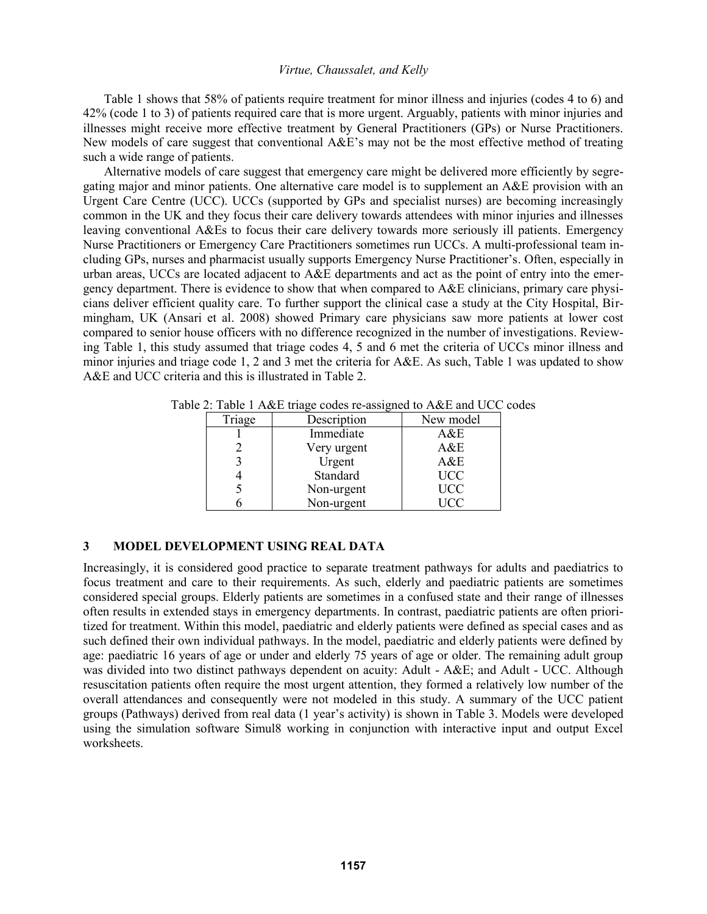Table 1 shows that 58% of patients require treatment for minor illness and injuries (codes 4 to 6) and 42% (code 1 to 3) of patients required care that is more urgent. Arguably, patients with minor injuries and illnesses might receive more effective treatment by General Practitioners (GPs) or Nurse Practitioners. New models of care suggest that conventional A&E's may not be the most effective method of treating such a wide range of patients.

Alternative models of care suggest that emergency care might be delivered more efficiently by segregating major and minor patients. One alternative care model is to supplement an A&E provision with an Urgent Care Centre (UCC). UCCs (supported by GPs and specialist nurses) are becoming increasingly common in the UK and they focus their care delivery towards attendees with minor injuries and illnesses leaving conventional A&Es to focus their care delivery towards more seriously ill patients. Emergency Nurse Practitioners or Emergency Care Practitioners sometimes run UCCs. A multi-professional team including GPs, nurses and pharmacist usually supports Emergency Nurse Practitioner's. Often, especially in urban areas, UCCs are located adjacent to A&E departments and act as the point of entry into the emergency department. There is evidence to show that when compared to A&E clinicians, primary care physicians deliver efficient quality care. To further support the clinical case a study at the City Hospital, Birmingham, UK (Ansari et al. 2008) showed Primary care physicians saw more patients at lower cost compared to senior house officers with no difference recognized in the number of investigations. Reviewing Table 1, this study assumed that triage codes 4, 5 and 6 met the criteria of UCCs minor illness and minor injuries and triage code 1, 2 and 3 met the criteria for A&E. As such, Table 1 was updated to show A&E and UCC criteria and this is illustrated in Table 2.

Table 2: Table 1 A&E triage codes re-assigned to A&E and UCC codes

| Triage | Description | New model |
|---|---|---|
| 1 | Immediate | A&E |
| 2 | Very urgent | A&E |
| 3 | Urgent | A&E |
| 4 | Standard | UCC |
| 5 | Non-urgent | UCC |
| 6 | Non-urgent | UCC |

## 3 MODEL DEVELOPMENT USING REAL DATA

Increasingly, it is considered good practice to separate treatment pathways for adults and paediatrics to focus treatment and care to their requirements. As such, elderly and paediatric patients are sometimes considered special groups. Elderly patients are sometimes in a confused state and their range of illnesses often results in extended stays in emergency departments. In contrast, paediatric patients are often prioritized for treatment. Within this model, paediatric and elderly patients were defined as special cases and as such defined their own individual pathways. In the model, paediatric and elderly patients were defined by age: paediatric 16 years of age or under and elderly 75 years of age or older. The remaining adult group was divided into two distinct pathways dependent on acuity: Adult - A&E; and Adult - UCC. Although resuscitation patients often require the most urgent attention, they formed a relatively low number of the overall attendances and consequently were not modeled in this study. A summary of the UCC patient groups (Pathways) derived from real data (1 year's activity) is shown in Table 3. Models were developed using the simulation software Simul8 working in conjunction with interactive input and output Excel worksheets.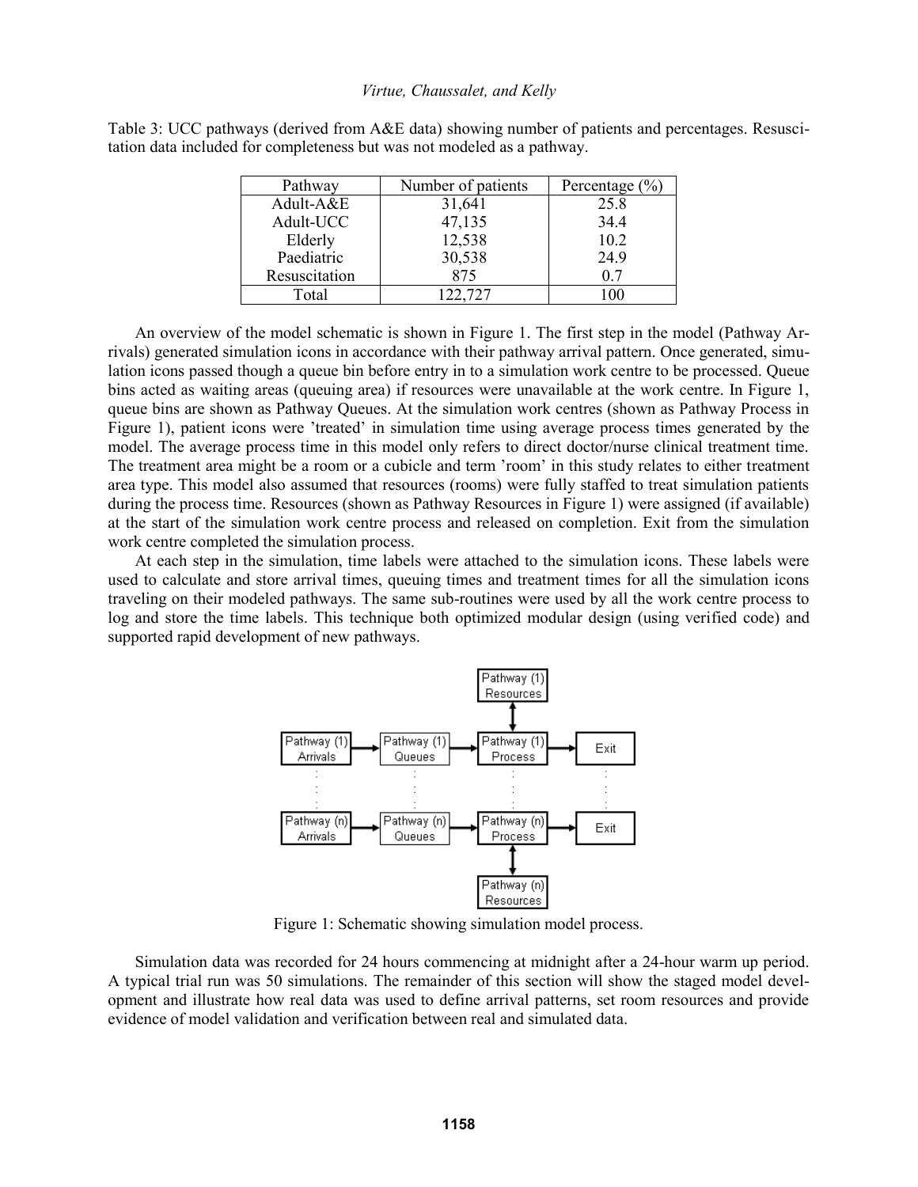Table 3: UCC pathways (derived from A&E data) showing number of patients and percentages. Resuscitation data included for completeness but was not modeled as a pathway.

| Pathway | Number of patients | Percentage (%) |
| --- | --- | --- |
| Adult-A&E | 31,641 | 25.8 |
| Adult-UCC | 47,135 | 34.4 |
| Elderly | 12,538 | 10.2 |
| Paediatric | 30,538 | 24.9 |
| Resuscitation | 875 | 0.7 |
| Total | 122,727 | 100 |

An overview of the model schematic is shown in Figure 1. The first step in the model (Pathway Arrivals) generated simulation icons in accordance with their pathway arrival pattern. Once generated, simulation icons passed though a queue bin before entry in to a simulation work centre to be processed. Queue bins acted as waiting areas (queuing area) if resources were unavailable at the work centre. In Figure 1, queue bins are shown as Pathway Queues. At the simulation work centres (shown as Pathway Process in Figure 1), patient icons were 'treated' in simulation time using average process times generated by the model. The average process time in this model only refers to direct doctor/nurse clinical treatment time. The treatment area might be a room or a cubicle and term 'room' in this study relates to either treatment area type. This model also assumed that resources (rooms) were fully staffed to treat simulation patients during the process time. Resources (shown as Pathway Resources in Figure 1) were assigned (if available) at the start of the simulation work centre process and released on completion. Exit from the simulation work centre completed the simulation process.

At each step in the simulation, time labels were attached to the simulation icons. These labels were used to calculate and store arrival times, queuing times and treatment times for all the simulation icons traveling on their modeled pathways. The same sub-routines were used by all the work centre process to log and store the time labels. This technique both optimized modular design (using verified code) and supported rapid development of new pathways.

Figure 1: Schematic showing simulation model process.

Simulation data was recorded for 24 hours commencing at midnight after a 24-hour warm up period. A typical trial run was 50 simulations. The remainder of this section will show the staged model development and illustrate how real data was used to define arrival patterns, set room resources and provide evidence of model validation and verification between real and simulated data.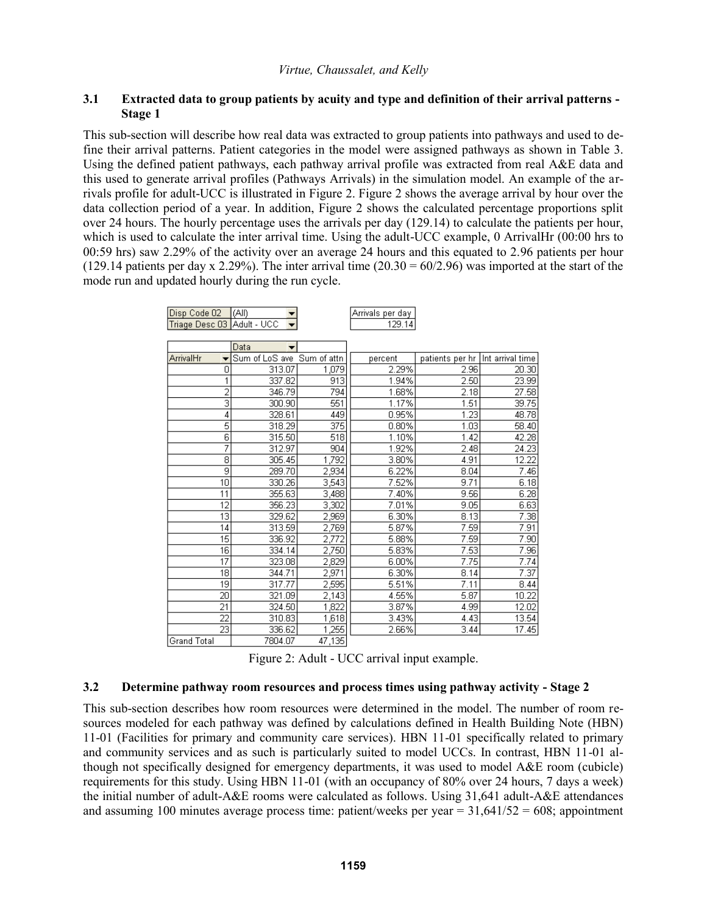### 3.1 Extracted data to group patients by acuity and type and definition of their arrival patterns - Stage 1

This sub-section will describe how real data was extracted to group patients into pathways and used to define their arrival patterns. Patient categories in the model were assigned pathways as shown in Table 3. Using the defined patient pathways, each pathway arrival profile was extracted from real A&E data and this used to generate arrival profiles (Pathways Arrivals) in the simulation model. An example of the arrivals profile for adult-UCC is illustrated in Figure 2. Figure 2 shows the average arrival by hour over the data collection period of a year. In addition, Figure 2 shows the calculated percentage proportions split over 24 hours. The hourly percentage uses the arrivals per day (129.14) to calculate the patients per hour, which is used to calculate the inter arrival time. Using the adult-UCC example, 0 ArrivalHr (00:00 hrs to 00:59 hrs) saw 2.29% of the activity over an average 24 hours and this equated to 2.96 patients per hour (129.14 patients per day x 2.29%). The inter arrival time (20.30 = 60/2.96) was imported at the start of the mode run and updated hourly during the run cycle.

| Disp Code 02 | (All) | | | | |
|---|---|---|---|---|---|
| Triage Desc 03 | Adult - UCC | | Arrivals per day: 129.14 | | |
| | Data | | | | |
| ArrivalHr | Sum of LoS ave | Sum of attn | percent | patients per hr | Int arrival time |
| 0 | 313.07 | 1,079 | 2.29% | 2.96 | 20.30 |
| 1 | 337.82 | 913 | 1.94% | 2.50 | 23.99 |
| 2 | 346.79 | 794 | 1.68% | 2.18 | 27.58 |
| 3 | 300.90 | 551 | 1.17% | 1.51 | 39.75 |
| 4 | 328.61 | 449 | 0.95% | 1.23 | 48.78 |
| 5 | 318.29 | 375 | 0.80% | 1.03 | 58.40 |
| 6 | 315.50 | 518 | 1.10% | 1.42 | 42.28 |
| 7 | 312.97 | 904 | 1.92% | 2.48 | 24.23 |
| 8 | 305.45 | 1,792 | 3.80% | 4.91 | 12.22 |
| 9 | 289.70 | 2,934 | 6.22% | 8.04 | 7.46 |
| 10 | 330.26 | 3,543 | 7.52% | 9.71 | 6.18 |
| 11 | 355.63 | 3,488 | 7.40% | 9.56 | 6.28 |
| 12 | 356.23 | 3,302 | 7.01% | 9.05 | 6.63 |
| 13 | 329.62 | 2,969 | 6.30% | 8.13 | 7.38 |
| 14 | 313.59 | 2,769 | 5.87% | 7.59 | 7.91 |
| 15 | 336.92 | 2,772 | 5.88% | 7.59 | 7.90 |
| 16 | 334.14 | 2,750 | 5.83% | 7.53 | 7.96 |
| 17 | 323.08 | 2,829 | 6.00% | 7.75 | 7.74 |
| 18 | 344.71 | 2,971 | 6.30% | 8.14 | 7.37 |
| 19 | 317.77 | 2,595 | 5.51% | 7.11 | 8.44 |
| 20 | 321.09 | 2,143 | 4.55% | 5.87 | 10.22 |
| 21 | 324.50 | 1,822 | 3.87% | 4.99 | 12.02 |
| 22 | 310.83 | 1,618 | 3.43% | 4.43 | 13.54 |
| 23 | 336.62 | 1,255 | 2.66% | 3.44 | 17.45 |
| Grand Total | 7804.07 | 47,135 | | | |

Figure 2: Adult - UCC arrival input example.

### 3.2 Determine pathway room resources and process times using pathway activity - Stage 2

This sub-section describes how room resources were determined in the model. The number of room resources modeled for each pathway was defined by calculations defined in Health Building Note (HBN) 11-01 (Facilities for primary and community care services). HBN 11-01 specifically related to primary and community services and as such is particularly suited to model UCCs. In contrast, HBN 11-01 although not specifically designed for emergency departments, it was used to model A&E room (cubicle) requirements for this study. Using HBN 11-01 (with an occupancy of 80% over 24 hours, 7 days a week) the initial number of adult-A&E rooms were calculated as follows. Using 31,641 adult-A&E attendances and assuming 100 minutes average process time: patient/weeks per year = 31,641/52 = 608; appointment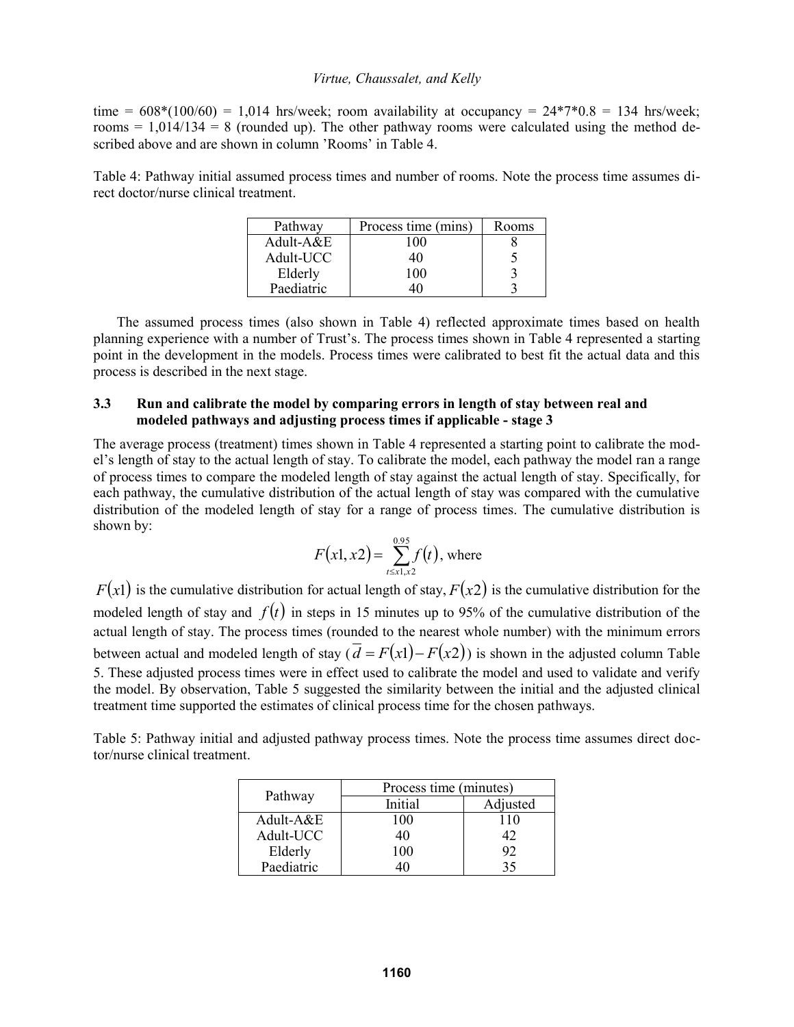time = 608*(100/60) = 1,014 hrs/week; room availability at occupancy = 24*7*0.8 = 134 hrs/week; rooms = 1,014/134 = 8 (rounded up). The other pathway rooms were calculated using the method described above and are shown in column 'Rooms' in Table 4.

Table 4: Pathway initial assumed process times and number of rooms. Note the process time assumes direct doctor/nurse clinical treatment.

| Pathway | Process time (mins) | Rooms |
|---|---|---|
| Adult-A&E | 100 | 8 |
| Adult-UCC | 40 | 5 |
| Elderly | 100 | 3 |
| Paediatric | 40 | 3 |

The assumed process times (also shown in Table 4) reflected approximate times based on health planning experience with a number of Trust's. The process times shown in Table 4 represented a starting point in the development in the models. Process times were calibrated to best fit the actual data and this process is described in the next stage.

### 3.3 Run and calibrate the model by comparing errors in length of stay between real and modeled pathways and adjusting process times if applicable - stage 3

The average process (treatment) times shown in Table 4 represented a starting point to calibrate the model's length of stay to the actual length of stay. To calibrate the model, each pathway the model ran a range of process times to compare the modeled length of stay against the actual length of stay. Specifically, for each pathway, the cumulative distribution of the actual length of stay was compared with the cumulative distribution of the modeled length of stay for a range of process times. The cumulative distribution is shown by:

$$F(x1, x2) = \sum_{t \leq x1, x2}^{0.95} f(t), \text{ where}$$

$F(x1)$ is the cumulative distribution for actual length of stay, $F(x2)$ is the cumulative distribution for the modeled length of stay and $f(t)$ in steps in 15 minutes up to 95% of the cumulative distribution of the actual length of stay. The process times (rounded to the nearest whole number) with the minimum errors between actual and modeled length of stay ($\overline{d} = F(x1) - F(x2)$) is shown in the adjusted column Table 5. These adjusted process times were in effect used to calibrate the model and used to validate and verify the model. By observation, Table 5 suggested the similarity between the initial and the adjusted clinical treatment time supported the estimates of clinical process time for the chosen pathways.

Table 5: Pathway initial and adjusted pathway process times. Note the process time assumes direct doctor/nurse clinical treatment.

| Pathway | Process time (minutes) | |
|---|---|---|
| | Initial | Adjusted |
| Adult-A&E | 100 | 110 |
| Adult-UCC | 40 | 42 |
| Elderly | 100 | 92 |
| Paediatric | 40 | 35 |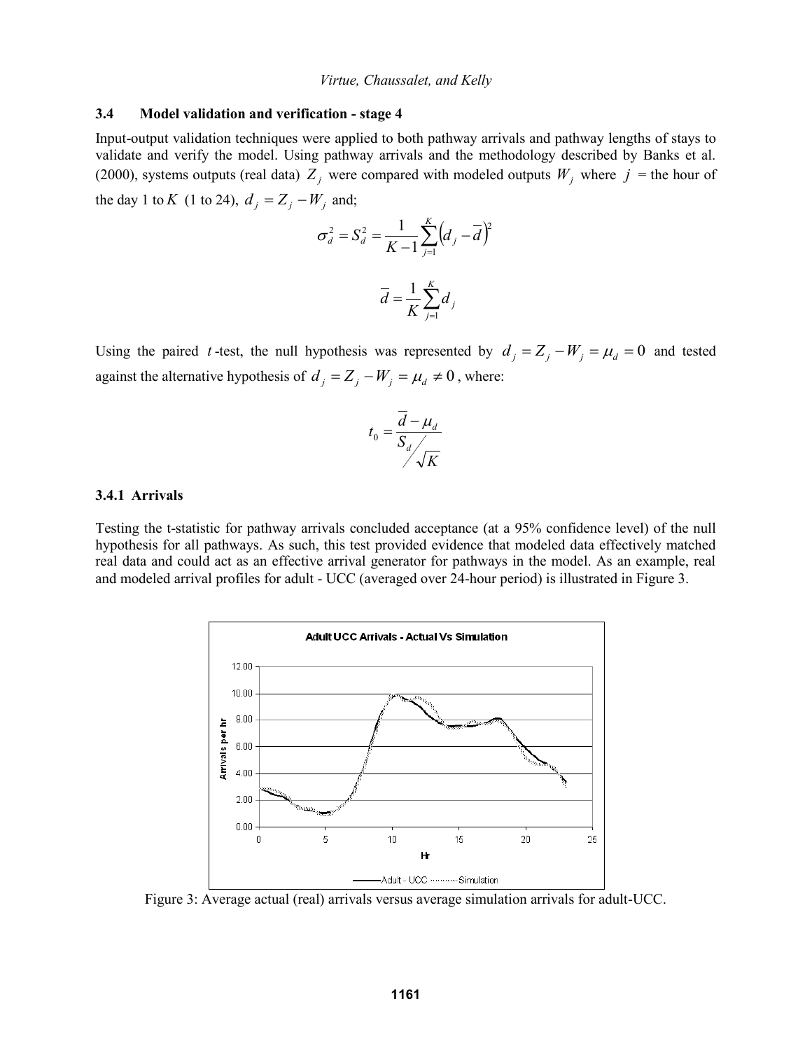### 3.4 Model validation and verification - stage 4

Input-output validation techniques were applied to both pathway arrivals and pathway lengths of stays to validate and verify the model. Using pathway arrivals and the methodology described by Banks et al. (2000), systems outputs (real data) $Z_j$ were compared with modeled outputs $W_j$ where $j$ = the hour of the day 1 to $K$ (1 to 24), $d_j = Z_j - W_j$ and;

$$\sigma_d^2 = S_d^2 = \frac{1}{K-1}\sum_{j=1}^{K}\left(d_j - \overline{d}\right)^2$$

$$\overline{d} = \frac{1}{K}\sum_{j=1}^{K} d_j$$

Using the paired $t$-test, the null hypothesis was represented by $d_j = Z_j - W_j = \mu_d = 0$ and tested against the alternative hypothesis of $d_j = Z_j - W_j = \mu_d \neq 0$, where:

$$t_0 = \frac{\overline{d} - \mu_d}{S_d \big/ \sqrt{K}}$$

#### 3.4.1 Arrivals

Testing the t-statistic for pathway arrivals concluded acceptance (at a 95% confidence level) of the null hypothesis for all pathways. As such, this test provided evidence that modeled data effectively matched real data and could act as an effective arrival generator for pathways in the model. As an example, real and modeled arrival profiles for adult - UCC (averaged over 24-hour period) is illustrated in Figure 3.

Figure 3: Average actual (real) arrivals versus average simulation arrivals for adult-UCC.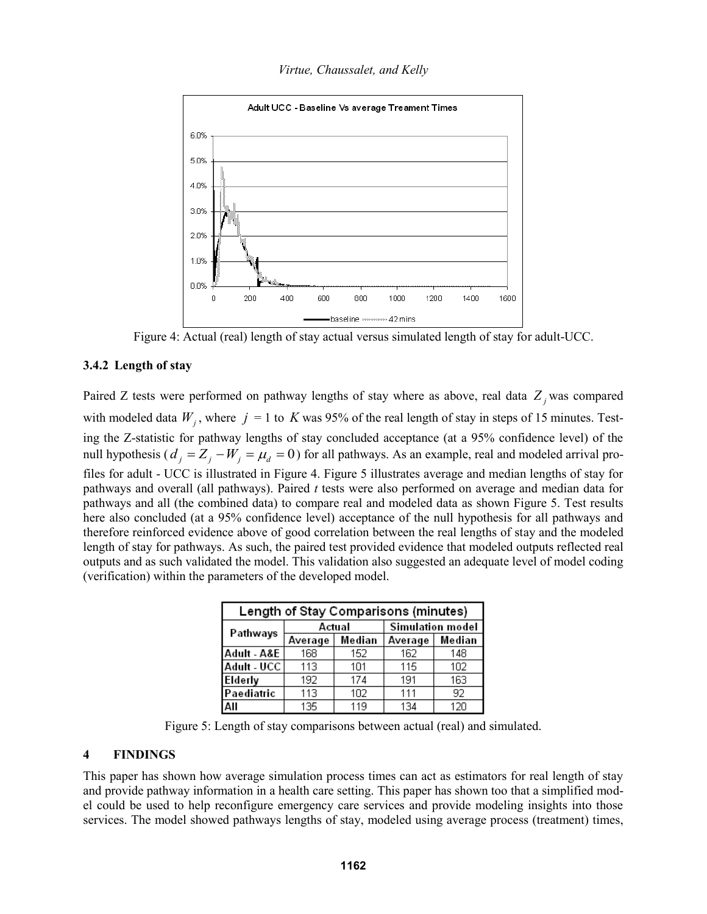Figure 4: Actual (real) length of stay actual versus simulated length of stay for adult-UCC.

### 3.4.2 Length of stay

Paired Z tests were performed on pathway lengths of stay where as above, real data $Z_j$ was compared with modeled data $W_j$, where $j$ = 1 to $K$ was 95% of the real length of stay in steps of 15 minutes. Testing the Z-statistic for pathway lengths of stay concluded acceptance (at a 95% confidence level) of the null hypothesis ($d_j = Z_j - W_j = \mu_d = 0$) for all pathways. As an example, real and modeled arrival profiles for adult - UCC is illustrated in Figure 4. Figure 5 illustrates average and median lengths of stay for pathways and overall (all pathways). Paired *t* tests were also performed on average and median data for pathways and all (the combined data) to compare real and modeled data as shown Figure 5. Test results here also concluded (at a 95% confidence level) acceptance of the null hypothesis for all pathways and therefore reinforced evidence above of good correlation between the real lengths of stay and the modeled length of stay for pathways. As such, the paired test provided evidence that modeled outputs reflected real outputs and as such validated the model. This validation also suggested an adequate level of model coding (verification) within the parameters of the developed model.

| Length of Stay Comparisons (minutes) | | | | |
|---|---|---|---|---|
| Pathways | Actual | | Simulation model | |
| | Average | Median | Average | Median |
| Adult - A&E | 168 | 152 | 162 | 148 |
| Adult - UCC | 113 | 101 | 115 | 102 |
| Elderly | 192 | 174 | 191 | 163 |
| Paediatric | 113 | 102 | 111 | 92 |
| All | 135 | 119 | 134 | 120 |

Figure 5: Length of stay comparisons between actual (real) and simulated.

## 4 FINDINGS

This paper has shown how average simulation process times can act as estimators for real length of stay and provide pathway information in a health care setting. This paper has shown too that a simplified model could be used to help reconfigure emergency care services and provide modeling insights into those services. The model showed pathways lengths of stay, modeled using average process (treatment) times,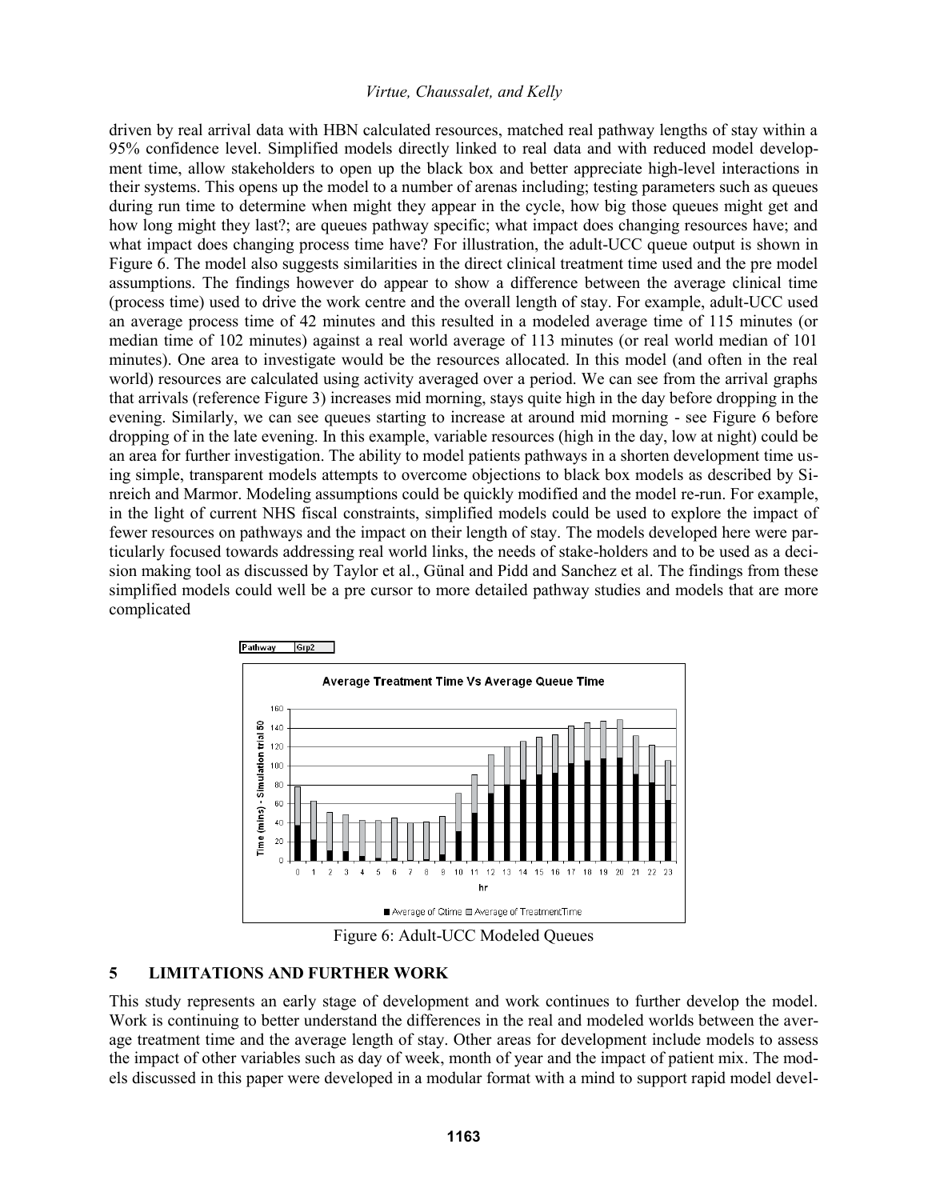driven by real arrival data with HBN calculated resources, matched real pathway lengths of stay within a 95% confidence level. Simplified models directly linked to real data and with reduced model development time, allow stakeholders to open up the black box and better appreciate high-level interactions in their systems. This opens up the model to a number of arenas including; testing parameters such as queues during run time to determine when might they appear in the cycle, how big those queues might get and how long might they last?; are queues pathway specific; what impact does changing resources have; and what impact does changing process time have? For illustration, the adult-UCC queue output is shown in Figure 6. The model also suggests similarities in the direct clinical treatment time used and the pre model assumptions. The findings however do appear to show a difference between the average clinical time (process time) used to drive the work centre and the overall length of stay. For example, adult-UCC used an average process time of 42 minutes and this resulted in a modeled average time of 115 minutes (or median time of 102 minutes) against a real world average of 113 minutes (or real world median of 101 minutes). One area to investigate would be the resources allocated. In this model (and often in the real world) resources are calculated using activity averaged over a period. We can see from the arrival graphs that arrivals (reference Figure 3) increases mid morning, stays quite high in the day before dropping in the evening. Similarly, we can see queues starting to increase at around mid morning - see Figure 6 before dropping of in the late evening. In this example, variable resources (high in the day, low at night) could be an area for further investigation. The ability to model patients pathways in a shorten development time using simple, transparent models attempts to overcome objections to black box models as described by Sinreich and Marmor. Modeling assumptions could be quickly modified and the model re-run. For example, in the light of current NHS fiscal constraints, simplified models could be used to explore the impact of fewer resources on pathways and the impact on their length of stay. The models developed here were particularly focused towards addressing real world links, the needs of stake-holders and to be used as a decision making tool as discussed by Taylor et al., Günal and Pidd and Sanchez et al. The findings from these simplified models could well be a pre cursor to more detailed pathway studies and models that are more complicated

Figure 6: Adult-UCC Modeled Queues

## 5 LIMITATIONS AND FURTHER WORK

This study represents an early stage of development and work continues to further develop the model. Work is continuing to better understand the differences in the real and modeled worlds between the average treatment time and the average length of stay. Other areas for development include models to assess the impact of other variables such as day of week, month of year and the impact of patient mix. The models discussed in this paper were developed in a modular format with a mind to support rapid model devel-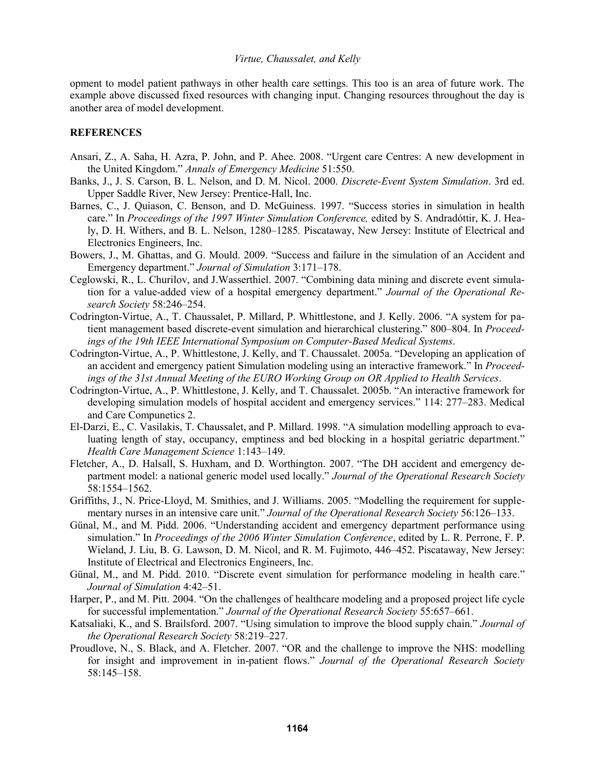opment to model patient pathways in other health care settings. This too is an area of future work. The example above discussed fixed resources with changing input. Changing resources throughout the day is another area of model development.

## REFERENCES

Ansari, Z., A. Saha, H. Azra, P. John, and P. Ahee. 2008. "Urgent care Centres: A new development in the United Kingdom." *Annals of Emergency Medicine* 51:550.

Banks, J., J. S. Carson, B. L. Nelson, and D. M. Nicol. 2000. *Discrete-Event System Simulation*. 3rd ed. Upper Saddle River, New Jersey: Prentice-Hall, Inc.

Barnes, C., J. Quiason, C. Benson, and D. McGuiness. 1997. "Success stories in simulation in health care." In *Proceedings of the 1997 Winter Simulation Conference,* edited by S. Andradóttir, K. J. Healy, D. H. Withers, and B. L. Nelson, 1280–1285. Piscataway, New Jersey: Institute of Electrical and Electronics Engineers, Inc.

Bowers, J., M. Ghattas, and G. Mould. 2009. "Success and failure in the simulation of an Accident and Emergency department." *Journal of Simulation* 3:171–178.

Ceglowski, R., L. Churilov, and J.Wasserthiel. 2007. "Combining data mining and discrete event simulation for a value-added view of a hospital emergency department." *Journal of the Operational Research Society* 58:246–254.

Codrington-Virtue, A., T. Chaussalet, P. Millard, P. Whittlestone, and J. Kelly. 2006. "A system for patient management based discrete-event simulation and hierarchical clustering." 800–804. In *Proceedings of the 19th IEEE International Symposium on Computer-Based Medical Systems*.

Codrington-Virtue, A., P. Whittlestone, J. Kelly, and T. Chaussalet. 2005a. "Developing an application of an accident and emergency patient Simulation modeling using an interactive framework." In *Proceedings of the 31st Annual Meeting of the EURO Working Group on OR Applied to Health Services*.

Codrington-Virtue, A., P. Whittlestone, J. Kelly, and T. Chaussalet. 2005b. "An interactive framework for developing simulation models of hospital accident and emergency services." 114: 277–283. Medical and Care Compunetics 2.

El-Darzi, E., C. Vasilakis, T. Chaussalet, and P. Millard. 1998. "A simulation modelling approach to evaluating length of stay, occupancy, emptiness and bed blocking in a hospital geriatric department." *Health Care Management Science* 1:143–149.

Fletcher, A., D. Halsall, S. Huxham, and D. Worthington. 2007. "The DH accident and emergency department model: a national generic model used locally." *Journal of the Operational Research Society* 58:1554–1562.

Griffiths, J., N. Price-Lloyd, M. Smithies, and J. Williams. 2005. "Modelling the requirement for supplementary nurses in an intensive care unit." *Journal of the Operational Research Society* 56:126–133.

Günal, M., and M. Pidd. 2006. "Understanding accident and emergency department performance using simulation." In *Proceedings of the 2006 Winter Simulation Conference*, edited by L. R. Perrone, F. P. Wieland, J. Liu, B. G. Lawson, D. M. Nicol, and R. M. Fujimoto, 446–452. Piscataway, New Jersey: Institute of Electrical and Electronics Engineers, Inc.

Günal, M., and M. Pidd. 2010. "Discrete event simulation for performance modeling in health care." *Journal of Simulation* 4:42–51.

Harper, P., and M. Pitt. 2004. "On the challenges of healthcare modeling and a proposed project life cycle for successful implementation." *Journal of the Operational Research Society* 55:657–661.

Katsaliaki, K., and S. Brailsford. 2007. "Using simulation to improve the blood supply chain." *Journal of the Operational Research Society* 58:219–227.

Proudlove, N., S. Black, and A. Fletcher. 2007. "OR and the challenge to improve the NHS: modelling for insight and improvement in in-patient flows." *Journal of the Operational Research Society* 58:145–158.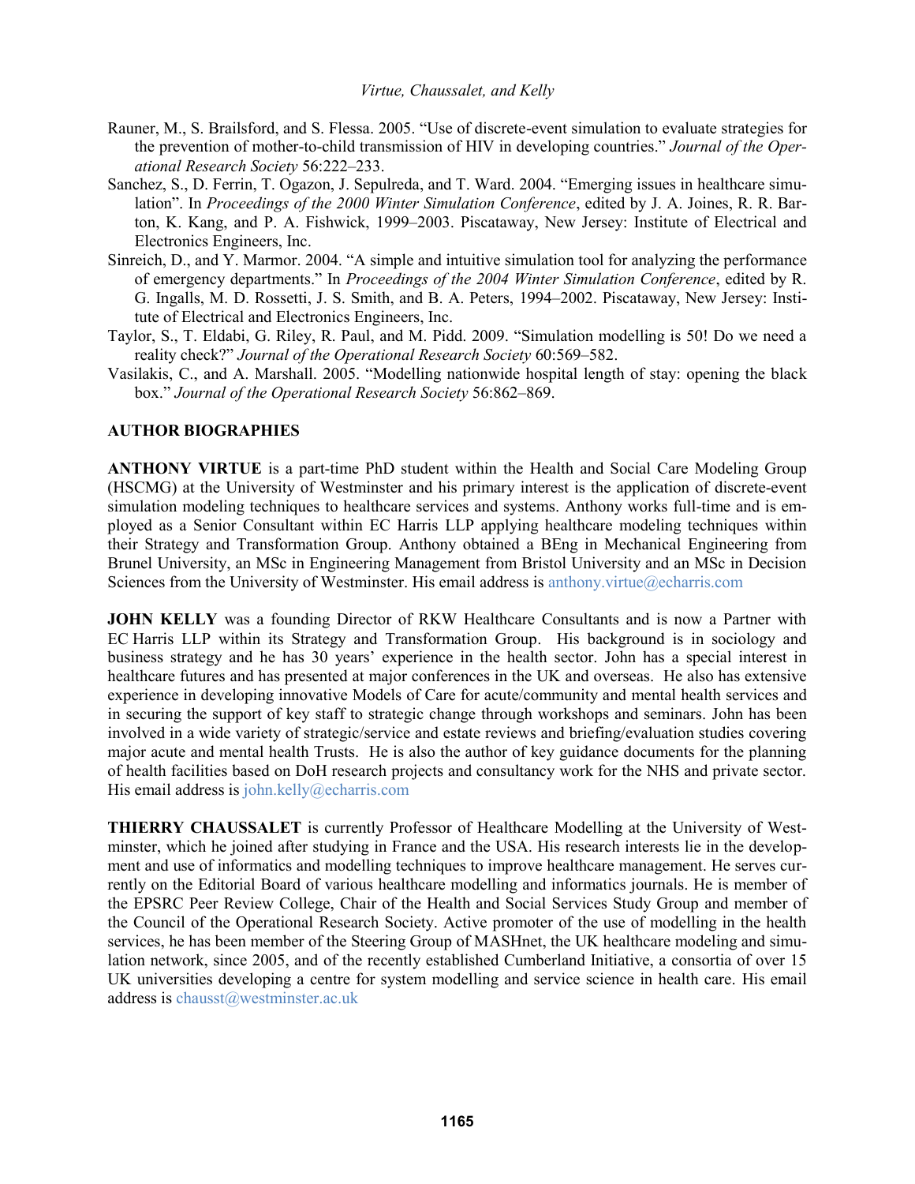Rauner, M., S. Brailsford, and S. Flessa. 2005. "Use of discrete-event simulation to evaluate strategies for the prevention of mother-to-child transmission of HIV in developing countries." *Journal of the Operational Research Society* 56:222–233.

Sanchez, S., D. Ferrin, T. Ogazon, J. Sepulreda, and T. Ward. 2004. "Emerging issues in healthcare simulation". In *Proceedings of the 2000 Winter Simulation Conference*, edited by J. A. Joines, R. R. Barton, K. Kang, and P. A. Fishwick, 1999–2003. Piscataway, New Jersey: Institute of Electrical and Electronics Engineers, Inc.

Sinreich, D., and Y. Marmor. 2004. "A simple and intuitive simulation tool for analyzing the performance of emergency departments." In *Proceedings of the 2004 Winter Simulation Conference*, edited by R. G. Ingalls, M. D. Rossetti, J. S. Smith, and B. A. Peters, 1994–2002. Piscataway, New Jersey: Institute of Electrical and Electronics Engineers, Inc.

Taylor, S., T. Eldabi, G. Riley, R. Paul, and M. Pidd. 2009. "Simulation modelling is 50! Do we need a reality check?" *Journal of the Operational Research Society* 60:569–582.

Vasilakis, C., and A. Marshall. 2005. "Modelling nationwide hospital length of stay: opening the black box." *Journal of the Operational Research Society* 56:862–869.

## AUTHOR BIOGRAPHIES

**ANTHONY VIRTUE** is a part-time PhD student within the Health and Social Care Modeling Group (HSCMG) at the University of Westminster and his primary interest is the application of discrete-event simulation modeling techniques to healthcare services and systems. Anthony works full-time and is employed as a Senior Consultant within EC Harris LLP applying healthcare modeling techniques within their Strategy and Transformation Group. Anthony obtained a BEng in Mechanical Engineering from Brunel University, an MSc in Engineering Management from Bristol University and an MSc in Decision Sciences from the University of Westminster. His email address is anthony.virtue@echarris.com

**JOHN KELLY** was a founding Director of RKW Healthcare Consultants and is now a Partner with EC Harris LLP within its Strategy and Transformation Group. His background is in sociology and business strategy and he has 30 years' experience in the health sector. John has a special interest in healthcare futures and has presented at major conferences in the UK and overseas. He also has extensive experience in developing innovative Models of Care for acute/community and mental health services and in securing the support of key staff to strategic change through workshops and seminars. John has been involved in a wide variety of strategic/service and estate reviews and briefing/evaluation studies covering major acute and mental health Trusts. He is also the author of key guidance documents for the planning of health facilities based on DoH research projects and consultancy work for the NHS and private sector. His email address is john.kelly@echarris.com

**THIERRY CHAUSSALET** is currently Professor of Healthcare Modelling at the University of Westminster, which he joined after studying in France and the USA. His research interests lie in the development and use of informatics and modelling techniques to improve healthcare management. He serves currently on the Editorial Board of various healthcare modelling and informatics journals. He is member of the EPSRC Peer Review College, Chair of the Health and Social Services Study Group and member of the Council of the Operational Research Society. Active promoter of the use of modelling in the health services, he has been member of the Steering Group of MASHnet, the UK healthcare modeling and simulation network, since 2005, and of the recently established Cumberland Initiative, a consortia of over 15 UK universities developing a centre for system modelling and service science in health care. His email address is chausst@westminster.ac.uk